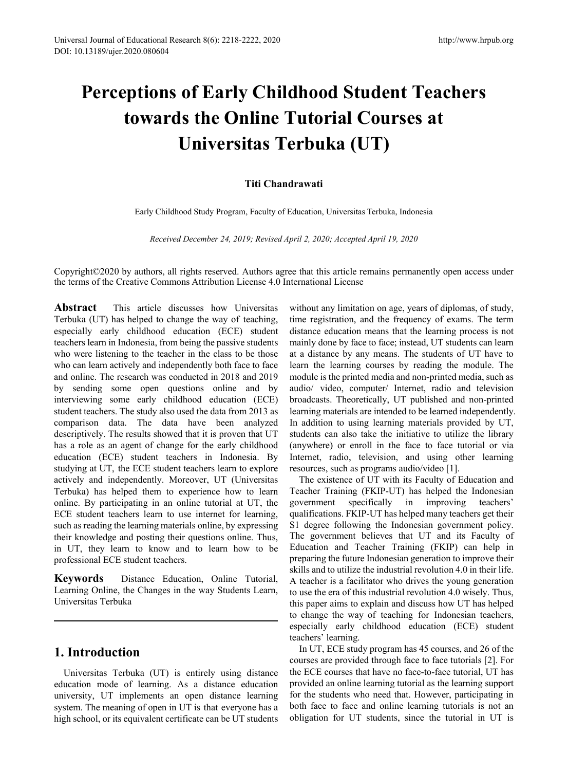# Perceptions of Early Childhood Student Teachers towards the Online Tutorial Courses at Universitas Terbuka (UT)

**Titi Chandrawati**

Early Childhood Study Program, Faculty of Education, Universitas Terbuka, Indonesia

*Received December 24, 2019; Revised April 2, 2020; Accepted April 19, 2020*

Copyright©2020 by authors, all rights reserved. Authors agree that this article remains permanently open access under the terms of the Creative Commons Attribution License 4.0 International License

**Abstract** This article discusses how Universitas Terbuka (UT) has helped to change the way of teaching, especially early childhood education (ECE) student teachers learn in Indonesia, from being the passive students who were listening to the teacher in the class to be those who can learn actively and independently both face to face and online. The research was conducted in 2018 and 2019 by sending some open questions online and by interviewing some early childhood education (ECE) student teachers. The study also used the data from 2013 as comparison data. The data have been analyzed descriptively. The results showed that it is proven that UT has a role as an agent of change for the early childhood education (ECE) student teachers in Indonesia. By studying at UT, the ECE student teachers learn to explore actively and independently. Moreover, UT (Universitas Terbuka) has helped them to experience how to learn online. By participating in an online tutorial at UT, the ECE student teachers learn to use internet for learning, such as reading the learning materials online, by expressing their knowledge and posting their questions online. Thus, in UT, they learn to know and to learn how to be professional ECE student teachers.

**Keywords** Distance Education, Online Tutorial, Learning Online, the Changes in the way Students Learn, Universitas Terbuka

## 1. Introduction

Universitas Terbuka (UT) is entirely using distance education mode of learning. As a distance education university, UT implements an open distance learning system. The meaning of open in UT is that everyone has a high school, or its equivalent certificate can be UT students without any limitation on age, years of diplomas, of study, time registration, and the frequency of exams. The term distance education means that the learning process is not mainly done by face to face; instead, UT students can learn at a distance by any means. The students of UT have to learn the learning courses by reading the module. The module is the printed media and non-printed media, such as audio/ video, computer/ Internet, radio and television broadcasts. Theoretically, UT published and non-printed learning materials are intended to be learned independently. In addition to using learning materials provided by UT, students can also take the initiative to utilize the library (anywhere) or enroll in the face to face tutorial or via Internet, radio, television, and using other learning resources, such as programs audio/video [1].

The existence of UT with its Faculty of Education and Teacher Training (FKIP-UT) has helped the Indonesian government specifically in improving teachers' qualifications. FKIP-UT has helped many teachers get their S1 degree following the Indonesian government policy. The government believes that UT and its Faculty of Education and Teacher Training (FKIP) can help in preparing the future Indonesian generation to improve their skills and to utilize the industrial revolution 4.0 in their life. A teacher is a facilitator who drives the young generation to use the era of this industrial revolution 4.0 wisely. Thus, this paper aims to explain and discuss how UT has helped to change the way of teaching for Indonesian teachers, especially early childhood education (ECE) student teachers' learning.

In UT, ECE study program has 45 courses, and 26 of the courses are provided through face to face tutorials [2]. For the ECE courses that have no face-to-face tutorial, UT has provided an online learning tutorial as the learning support for the students who need that. However, participating in both face to face and online learning tutorials is not an obligation for UT students, since the tutorial in UT is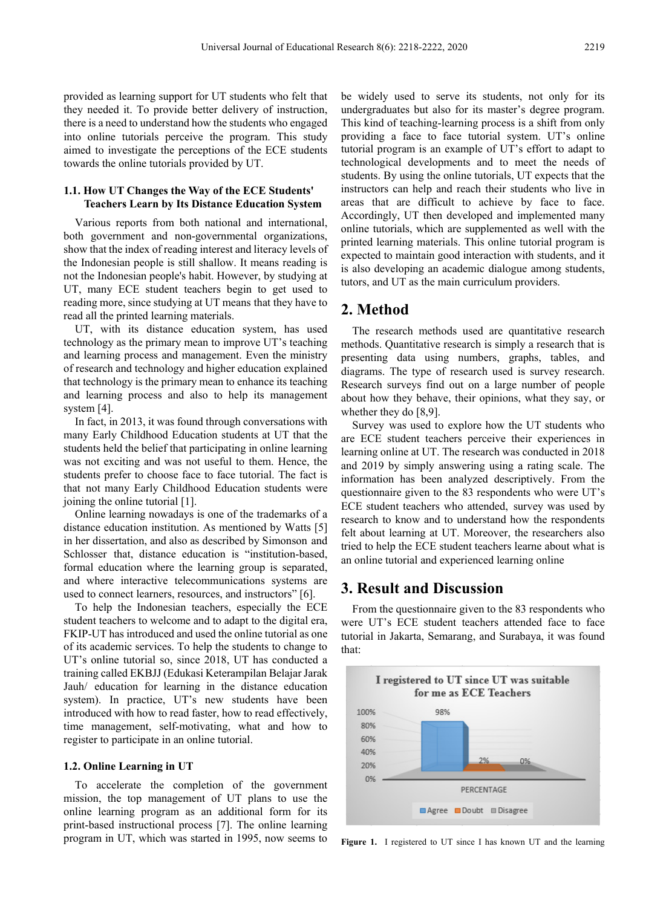provided as learning support for UT students who felt that they needed it. To provide better delivery of instruction, there is a need to understand how the students who engaged into online tutorials perceive the program. This study aimed to investigate the perceptions of the ECE students towards the online tutorials provided by UT.

### 1.1. How UT Changes the Way of the ECE Students' Teachers Learn by Its Distance Education System

Various reports from both national and international, both government and non-governmental organizations, show that the index of reading interest and literacy levels of the Indonesian people is still shallow. It means reading is not the Indonesian people's habit. However, by studying at UT, many ECE student teachers begin to get used to reading more, since studying at UT means that they have to read all the printed learning materials.

UT, with its distance education system, has used technology as the primary mean to improve UT's teaching and learning process and management. Even the ministry of research and technology and higher education explained that technology is the primary mean to enhance its teaching and learning process and also to help its management system [4].

In fact, in 2013, it was found through conversations with many Early Childhood Education students at UT that the students held the belief that participating in online learning was not exciting and was not useful to them. Hence, the students prefer to choose face to face tutorial. The fact is that not many Early Childhood Education students were joining the online tutorial [1].

Online learning nowadays is one of the trademarks of a distance education institution. As mentioned by Watts [5] in her dissertation, and also as described by Simonson and Schlosser that, distance education is "institution-based, formal education where the learning group is separated, and where interactive telecommunications systems are used to connect learners, resources, and instructors" [6].

To help the Indonesian teachers, especially the ECE student teachers to welcome and to adapt to the digital era, FKIP-UT has introduced and used the online tutorial as one of its academic services. To help the students to change to UT's online tutorial so, since 2018, UT has conducted a training called EKBJJ (Edukasi Keterampilan Belajar Jarak Jauh/ education for learning in the distance education system). In practice, UT's new students have been introduced with how to read faster, how to read effectively, time management, self-motivating, what and how to register to participate in an online tutorial.

### 1.2. Online Learning in UT

To accelerate the completion of the government mission, the top management of UT plans to use the online learning program as an additional form for its print-based instructional process [7]. The online learning program in UT, which was started in 1995, now seems to be widely used to serve its students, not only for its undergraduates but also for its master's degree program. This kind of teaching-learning process is a shift from only providing a face to face tutorial system. UT's online tutorial program is an example of UT's effort to adapt to technological developments and to meet the needs of students. By using the online tutorials, UT expects that the instructors can help and reach their students who live in areas that are difficult to achieve by face to face. Accordingly, UT then developed and implemented many online tutorials, which are supplemented as well with the printed learning materials. This online tutorial program is expected to maintain good interaction with students, and it is also developing an academic dialogue among students, tutors, and UT as the main curriculum providers.

## 2. Method

The research methods used are quantitative research methods. Quantitative research is simply a research that is presenting data using numbers, graphs, tables, and diagrams. The type of research used is survey research. Research surveys find out on a large number of people about how they behave, their opinions, what they say, or whether they do [8,9].

Survey was used to explore how the UT students who are ECE student teachers perceive their experiences in learning online at UT. The research was conducted in 2018 and 2019 by simply answering using a rating scale. The information has been analyzed descriptively. From the questionnaire given to the 83 respondents who were UT's ECE student teachers who attended, survey was used by research to know and to understand how the respondents felt about learning at UT. Moreover, the researchers also tried to help the ECE student teachers learne about what is an online tutorial and experienced learning online

## 3. Result and Discussion

From the questionnaire given to the 83 respondents who were UT's ECE student teachers attended face to face tutorial in Jakarta, Semarang, and Surabaya, it was found that:

**Figure 1.** I registered to UT since I has known UT and the learning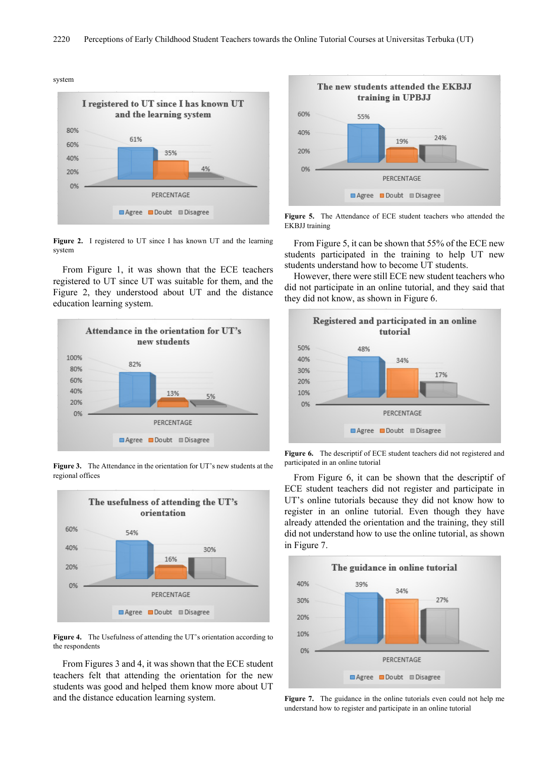system

Figure 2. I registered to UT since I has known UT and the learning system

From Figure 1, it was shown that the ECE teachers registered to UT since UT was suitable for them, and the Figure 2, they understood about UT and the distance education learning system.

Figure 3. The Attendance in the orientation for UT's new students at the regional offices

Figure 4. The Usefulness of attending the UT's orientation according to the respondents

From Figures 3 and 4, it was shown that the ECE student teachers felt that attending the orientation for the new students was good and helped them know more about UT and the distance education learning system.

Figure 5. The Attendance of ECE student teachers who attended the EKBJJ training

From Figure 5, it can be shown that 55% of the ECE new students participated in the training to help UT new students understand how to become UT students.

However, there were still ECE new student teachers who did not participate in an online tutorial, and they said that they did not know, as shown in Figure 6.

Figure 6. The descriptif of ECE student teachers did not registered and participated in an online tutorial

From Figure 6, it can be shown that the descriptif of ECE student teachers did not register and participate in UT's online tutorials because they did not know how to register in an online tutorial. Even though they have already attended the orientation and the training, they still did not understand how to use the online tutorial, as shown in Figure 7.

Figure 7. The guidance in the online tutorials even could not help me understand how to register and participate in an online tutorial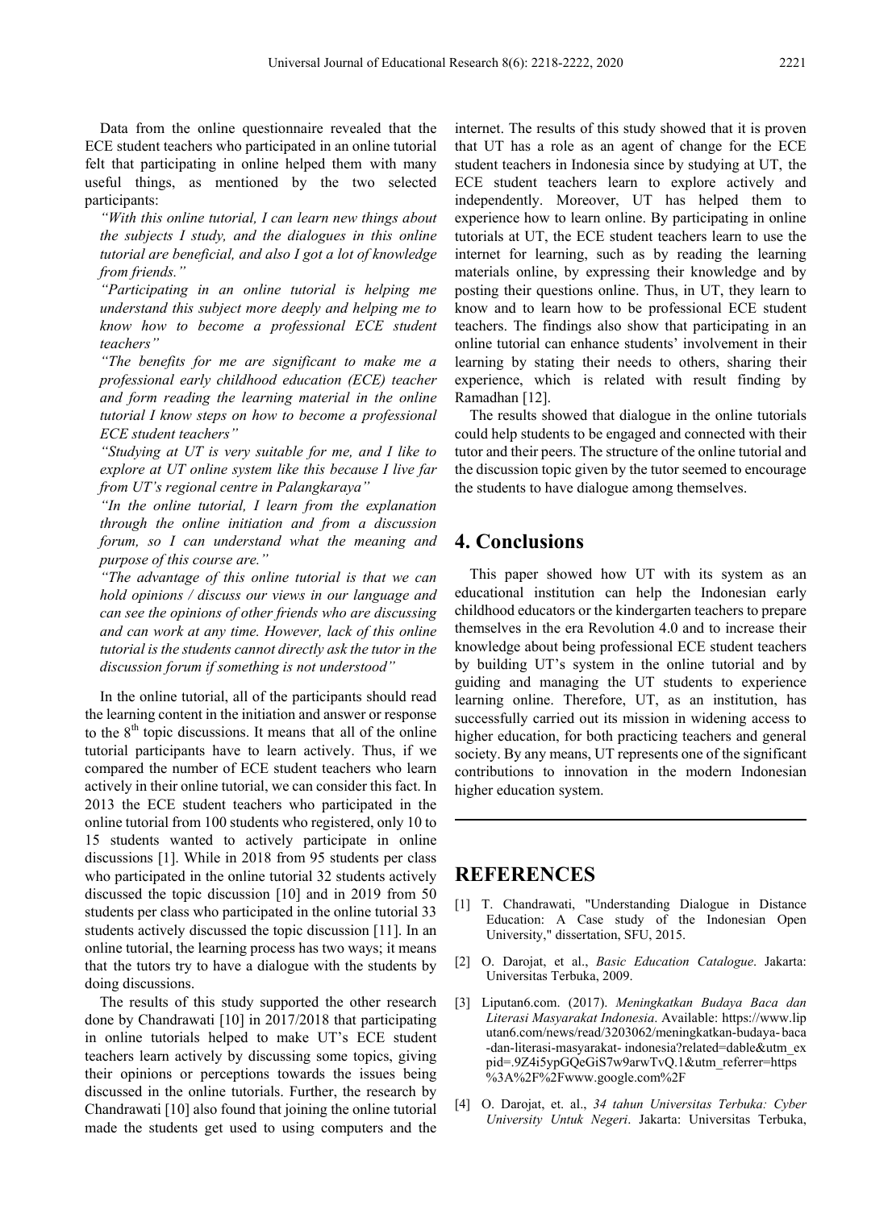Data from the online questionnaire revealed that the ECE student teachers who participated in an online tutorial felt that participating in online helped them with many useful things, as mentioned by the two selected participants:

*"With this online tutorial, I can learn new things about the subjects I study, and the dialogues in this online tutorial are beneficial, and also I got a lot of knowledge from friends."*

*"Participating in an online tutorial is helping me understand this subject more deeply and helping me to know how to become a professional ECE student teachers"*

*"The benefits for me are significant to make me a professional early childhood education (ECE) teacher and form reading the learning material in the online tutorial I know steps on how to become a professional ECE student teachers"*

*"Studying at UT is very suitable for me, and I like to explore at UT online system like this because I live far from UT's regional centre in Palangkaraya"*

*"In the online tutorial, I learn from the explanation through the online initiation and from a discussion forum, so I can understand what the meaning and purpose of this course are."*

*"The advantage of this online tutorial is that we can hold opinions / discuss our views in our language and can see the opinions of other friends who are discussing and can work at any time. However, lack of this online tutorial is the students cannot directly ask the tutor in the discussion forum if something is not understood"*

In the online tutorial, all of the participants should read the learning content in the initiation and answer or response to the 8th topic discussions. It means that all of the online tutorial participants have to learn actively. Thus, if we compared the number of ECE student teachers who learn actively in their online tutorial, we can consider this fact. In 2013 the ECE student teachers who participated in the online tutorial from 100 students who registered, only 10 to 15 students wanted to actively participate in online discussions [1]. While in 2018 from 95 students per class who participated in the online tutorial 32 students actively discussed the topic discussion [10] and in 2019 from 50 students per class who participated in the online tutorial 33 students actively discussed the topic discussion [11]. In an online tutorial, the learning process has two ways; it means that the tutors try to have a dialogue with the students by doing discussions.

The results of this study supported the other research done by Chandrawati [10] in 2017/2018 that participating in online tutorials helped to make UT's ECE student teachers learn actively by discussing some topics, giving their opinions or perceptions towards the issues being discussed in the online tutorials. Further, the research by Chandrawati [10] also found that joining the online tutorial made the students get used to using computers and the internet. The results of this study showed that it is proven that UT has a role as an agent of change for the ECE student teachers in Indonesia since by studying at UT, the ECE student teachers learn to explore actively and independently. Moreover, UT has helped them to experience how to learn online. By participating in online tutorials at UT, the ECE student teachers learn to use the internet for learning, such as by reading the learning materials online, by expressing their knowledge and by posting their questions online. Thus, in UT, they learn to know and to learn how to be professional ECE student teachers. The findings also show that participating in an online tutorial can enhance students' involvement in their learning by stating their needs to others, sharing their experience, which is related with result finding by Ramadhan [12].

The results showed that dialogue in the online tutorials could help students to be engaged and connected with their tutor and their peers. The structure of the online tutorial and the discussion topic given by the tutor seemed to encourage the students to have dialogue among themselves.

# 4. Conclusions

This paper showed how UT with its system as an educational institution can help the Indonesian early childhood educators or the kindergarten teachers to prepare themselves in the era Revolution 4.0 and to increase their knowledge about being professional ECE student teachers by building UT's system in the online tutorial and by guiding and managing the UT students to experience learning online. Therefore, UT, as an institution, has successfully carried out its mission in widening access to higher education, for both practicing teachers and general society. By any means, UT represents one of the significant contributions to innovation in the modern Indonesian higher education system.

# REFERENCES

[1] T. Chandrawati, "Understanding Dialogue in Distance Education: A Case study of the Indonesian Open University," dissertation, SFU, 2015.

[2] O. Darojat, et al., *Basic Education Catalogue*. Jakarta: Universitas Terbuka, 2009.

[3] Liputan6.com. (2017). *Meningkatkan Budaya Baca dan Literasi Masyarakat Indonesia*. Available: https://www.liputan6.com/news/read/3203062/meningkatkan-budaya-baca-dan-literasi-masyarakat-indonesia?related=dable&utm_expid=.9Z4i5ypGQeGiS7w9arwTvQ.1&utm_referrer=https%3A%2F%2Fwww.google.com%2F

[4] O. Darojat, et. al., *34 tahun Universitas Terbuka: Cyber University Untuk Negeri*. Jakarta: Universitas Terbuka,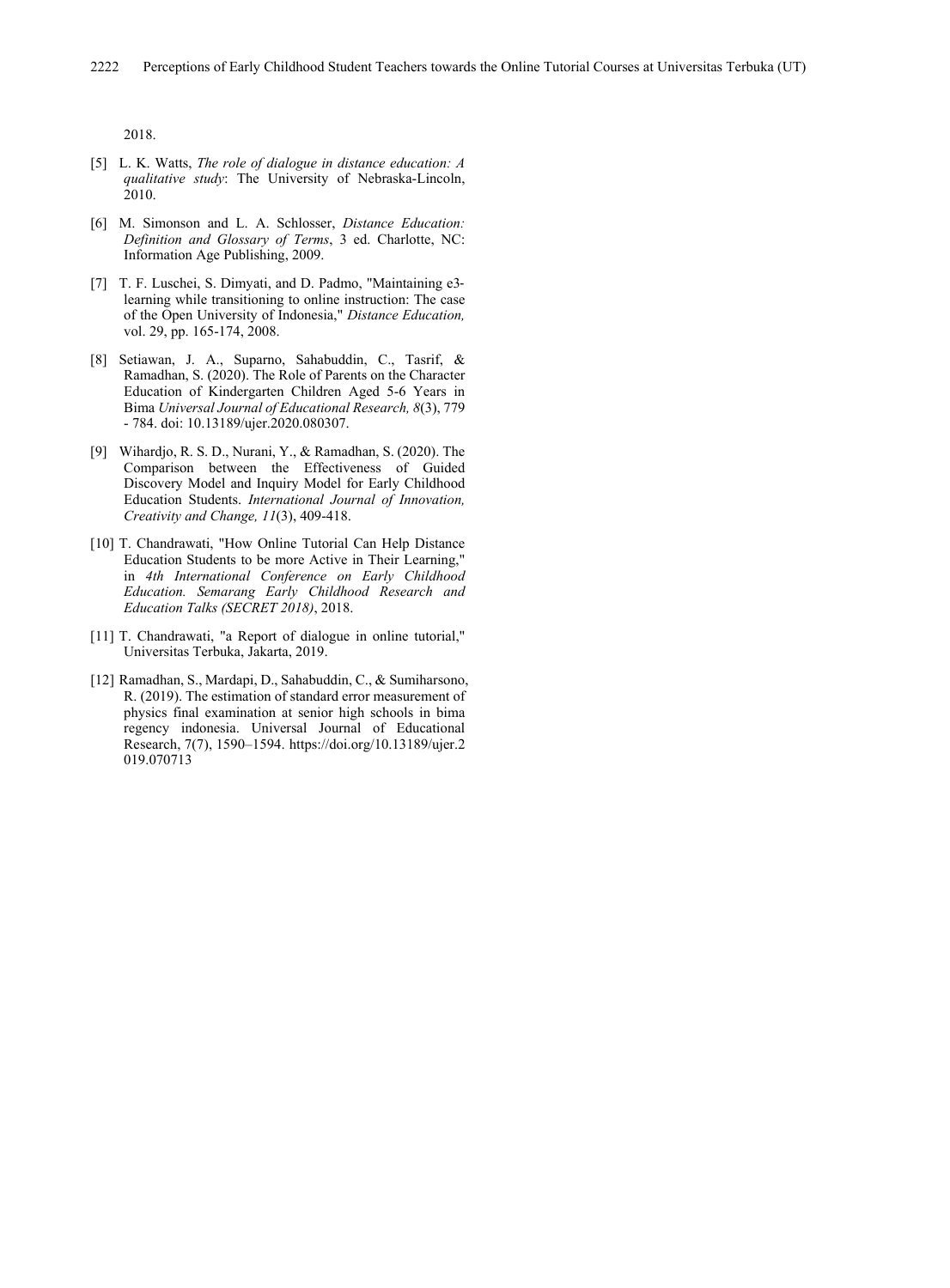2018.

[5] L. K. Watts, *The role of dialogue in distance education: A qualitative study*: The University of Nebraska-Lincoln, 2010.

[6] M. Simonson and L. A. Schlosser, *Distance Education: Definition and Glossary of Terms*, 3 ed. Charlotte, NC: Information Age Publishing, 2009.

[7] T. F. Luschei, S. Dimyati, and D. Padmo, "Maintaining e3-learning while transitioning to online instruction: The case of the Open University of Indonesia," *Distance Education,* vol. 29, pp. 165-174, 2008.

[8] Setiawan, J. A., Suparno, Sahabuddin, C., Tasrif, & Ramadhan, S. (2020). The Role of Parents on the Character Education of Kindergarten Children Aged 5-6 Years in Bima *Universal Journal of Educational Research, 8*(3), 779 - 784. doi: 10.13189/ujer.2020.080307.

[9] Wihardjo, R. S. D., Nurani, Y., & Ramadhan, S. (2020). The Comparison between the Effectiveness of Guided Discovery Model and Inquiry Model for Early Childhood Education Students. *International Journal of Innovation, Creativity and Change, 11*(3), 409-418.

[10] T. Chandrawati, "How Online Tutorial Can Help Distance Education Students to be more Active in Their Learning," in *4th International Conference on Early Childhood Education. Semarang Early Childhood Research and Education Talks (SECRET 2018)*, 2018.

[11] T. Chandrawati, "a Report of dialogue in online tutorial," Universitas Terbuka, Jakarta, 2019.

[12] Ramadhan, S., Mardapi, D., Sahabuddin, C., & Sumiharsono, R. (2019). The estimation of standard error measurement of physics final examination at senior high schools in bima regency indonesia. Universal Journal of Educational Research, 7(7), 1590–1594. https://doi.org/10.13189/ujer.2019.070713